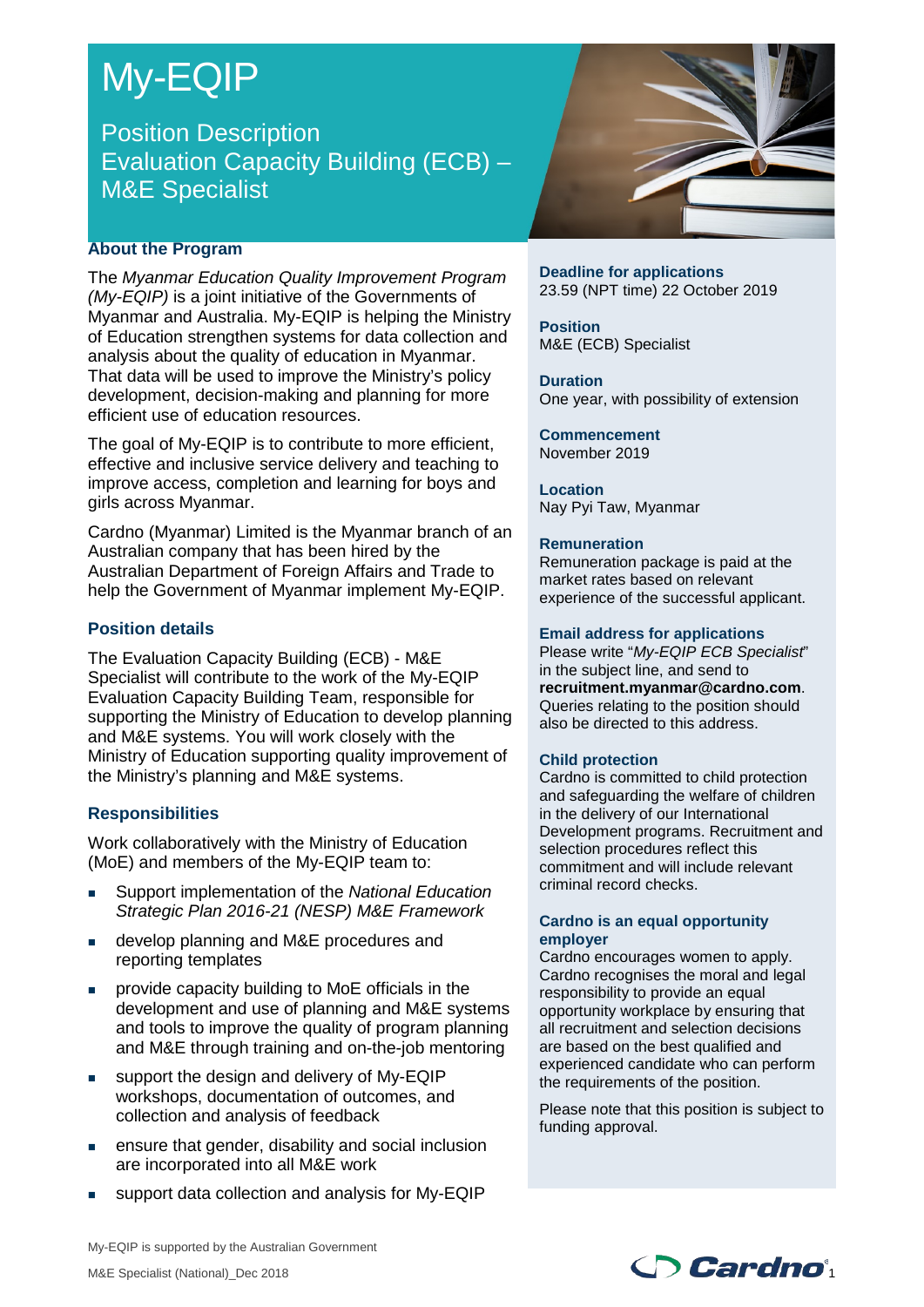# My-EQIP

## Position Description
## Evaluation Capacity Building (ECB) – M&E Specialist

### About the Program

The *Myanmar Education Quality Improvement Program (My-EQIP)* is a joint initiative of the Governments of Myanmar and Australia. My-EQIP is helping the Ministry of Education strengthen systems for data collection and analysis about the quality of education in Myanmar. That data will be used to improve the Ministry's policy development, decision-making and planning for more efficient use of education resources.

The goal of My-EQIP is to contribute to more efficient, effective and inclusive service delivery and teaching to improve access, completion and learning for boys and girls across Myanmar.

Cardno (Myanmar) Limited is the Myanmar branch of an Australian company that has been hired by the Australian Department of Foreign Affairs and Trade to help the Government of Myanmar implement My-EQIP.

### Position details

The Evaluation Capacity Building (ECB) - M&E Specialist will contribute to the work of the My-EQIP Evaluation Capacity Building Team, responsible for supporting the Ministry of Education to develop planning and M&E systems. You will work closely with the Ministry of Education supporting quality improvement of the Ministry's planning and M&E systems.

### Responsibilities

Work collaboratively with the Ministry of Education (MoE) and members of the My-EQIP team to:

- Support implementation of the *National Education Strategic Plan 2016-21 (NESP) M&E Framework*
- develop planning and M&E procedures and reporting templates
- provide capacity building to MoE officials in the development and use of planning and M&E systems and tools to improve the quality of program planning and M&E through training and on-the-job mentoring
- support the design and delivery of My-EQIP workshops, documentation of outcomes, and collection and analysis of feedback
- ensure that gender, disability and social inclusion are incorporated into all M&E work
- support data collection and analysis for My-EQIP

**Deadline for applications**
23.59 (NPT time) 22 October 2019

**Position**
M&E (ECB) Specialist

**Duration**
One year, with possibility of extension

**Commencement**
November 2019

**Location**
Nay Pyi Taw, Myanmar

**Remuneration**
Remuneration package is paid at the market rates based on relevant experience of the successful applicant.

**Email address for applications**
Please write "*My-EQIP ECB Specialist*" in the subject line, and send to **recruitment.myanmar@cardno.com**. Queries relating to the position should also be directed to this address.

**Child protection**
Cardno is committed to child protection and safeguarding the welfare of children in the delivery of our International Development programs. Recruitment and selection procedures reflect this commitment and will include relevant criminal record checks.

**Cardno is an equal opportunity employer**
Cardno encourages women to apply. Cardno recognises the moral and legal responsibility to provide an equal opportunity workplace by ensuring that all recruitment and selection decisions are based on the best qualified and experienced candidate who can perform the requirements of the position.

Please note that this position is subject to funding approval.

My-EQIP is supported by the Australian Government

M&E Specialist (National)_Dec 2018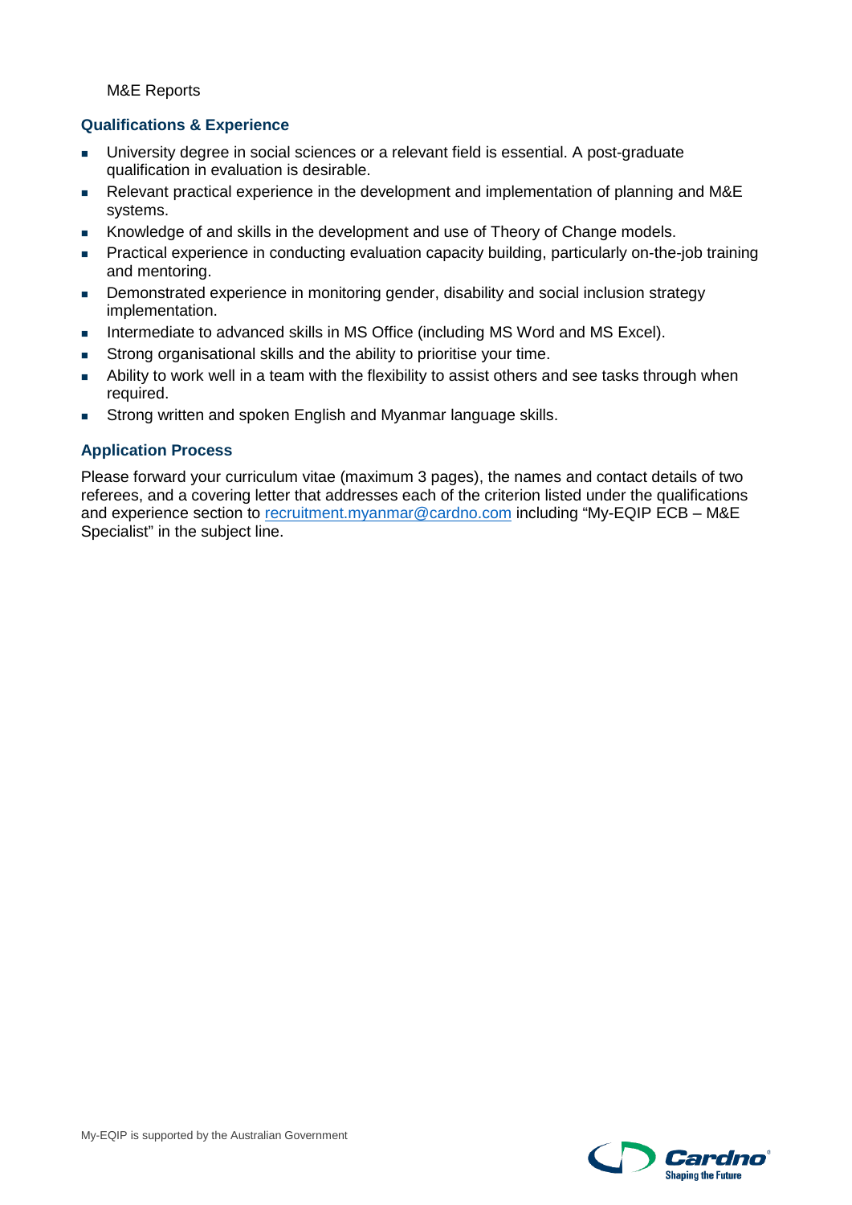M&E Reports

## Qualifications & Experience

- University degree in social sciences or a relevant field is essential. A post-graduate qualification in evaluation is desirable.
- Relevant practical experience in the development and implementation of planning and M&E systems.
- Knowledge of and skills in the development and use of Theory of Change models.
- Practical experience in conducting evaluation capacity building, particularly on-the-job training and mentoring.
- Demonstrated experience in monitoring gender, disability and social inclusion strategy implementation.
- Intermediate to advanced skills in MS Office (including MS Word and MS Excel).
- Strong organisational skills and the ability to prioritise your time.
- Ability to work well in a team with the flexibility to assist others and see tasks through when required.
- Strong written and spoken English and Myanmar language skills.

## Application Process

Please forward your curriculum vitae (maximum 3 pages), the names and contact details of two referees, and a covering letter that addresses each of the criterion listed under the qualifications and experience section to recruitment.myanmar@cardno.com including "My-EQIP ECB – M&E Specialist" in the subject line.

My-EQIP is supported by the Australian Government